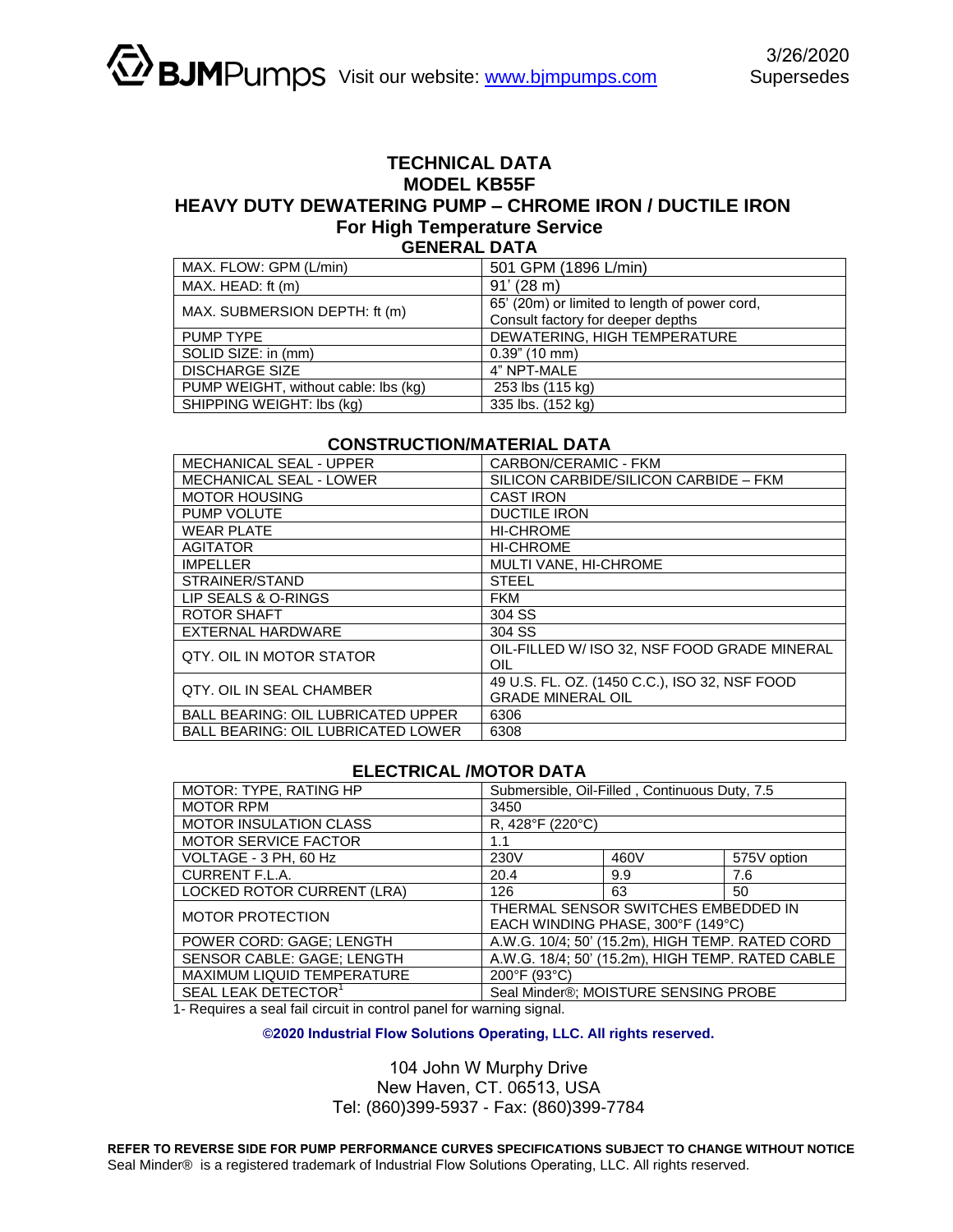BJMPumps Visit our website: www.bjmpumps.com

3/26/2020
Supersedes

# TECHNICAL DATA
# MODEL KB55F
## HEAVY DUTY DEWATERING PUMP – CHROME IRON / DUCTILE IRON
## For High Temperature Service

### GENERAL DATA

| | |
|---|---|
| MAX. FLOW: GPM (L/min) | 501 GPM (1896 L/min) |
| MAX. HEAD: ft (m) | 91' (28 m) |
| MAX. SUBMERSION DEPTH: ft (m) | 65' (20m) or limited to length of power cord, Consult factory for deeper depths |
| PUMP TYPE | DEWATERING, HIGH TEMPERATURE |
| SOLID SIZE: in (mm) | 0.39" (10 mm) |
| DISCHARGE SIZE | 4" NPT-MALE |
| PUMP WEIGHT, without cable: lbs (kg) | 253 lbs (115 kg) |
| SHIPPING WEIGHT: lbs (kg) | 335 lbs. (152 kg) |

### CONSTRUCTION/MATERIAL DATA

| | |
|---|---|
| MECHANICAL SEAL - UPPER | CARBON/CERAMIC - FKM |
| MECHANICAL SEAL - LOWER | SILICON CARBIDE/SILICON CARBIDE – FKM |
| MOTOR HOUSING | CAST IRON |
| PUMP VOLUTE | DUCTILE IRON |
| WEAR PLATE | HI-CHROME |
| AGITATOR | HI-CHROME |
| IMPELLER | MULTI VANE, HI-CHROME |
| STRAINER/STAND | STEEL |
| LIP SEALS & O-RINGS | FKM |
| ROTOR SHAFT | 304 SS |
| EXTERNAL HARDWARE | 304 SS |
| QTY. OIL IN MOTOR STATOR | OIL-FILLED W/ ISO 32, NSF FOOD GRADE MINERAL OIL |
| QTY. OIL IN SEAL CHAMBER | 49 U.S. FL. OZ. (1450 C.C.), ISO 32, NSF FOOD GRADE MINERAL OIL |
| BALL BEARING: OIL LUBRICATED UPPER | 6306 |
| BALL BEARING: OIL LUBRICATED LOWER | 6308 |

### ELECTRICAL /MOTOR DATA

| | | | |
|---|---|---|---|
| MOTOR: TYPE, RATING HP | Submersible, Oil-Filled , Continuous Duty, 7.5 | | |
| MOTOR RPM | 3450 | | |
| MOTOR INSULATION CLASS | R, 428°F (220°C) | | |
| MOTOR SERVICE FACTOR | 1.1 | | |
| VOLTAGE - 3 PH, 60 Hz | 230V | 460V | 575V option |
| CURRENT F.L.A. | 20.4 | 9.9 | 7.6 |
| LOCKED ROTOR CURRENT (LRA) | 126 | 63 | 50 |
| MOTOR PROTECTION | THERMAL SENSOR SWITCHES EMBEDDED IN EACH WINDING PHASE, 300°F (149°C) | | |
| POWER CORD: GAGE; LENGTH | A.W.G. 10/4; 50' (15.2m), HIGH TEMP. RATED CORD | | |
| SENSOR CABLE: GAGE; LENGTH | A.W.G. 18/4; 50' (15.2m), HIGH TEMP. RATED CABLE | | |
| MAXIMUM LIQUID TEMPERATURE | 200°F (93°C) | | |
| SEAL LEAK DETECTOR[1] | Seal Minder®; MOISTURE SENSING PROBE | | |

1- Requires a seal fail circuit in control panel for warning signal.

**©2020 Industrial Flow Solutions Operating, LLC. All rights reserved.**

104 John W Murphy Drive
New Haven, CT. 06513, USA
Tel: (860)399-5937 - Fax: (860)399-7784

**REFER TO REVERSE SIDE FOR PUMP PERFORMANCE CURVES SPECIFICATIONS SUBJECT TO CHANGE WITHOUT NOTICE**
Seal Minder® is a registered trademark of Industrial Flow Solutions Operating, LLC. All rights reserved.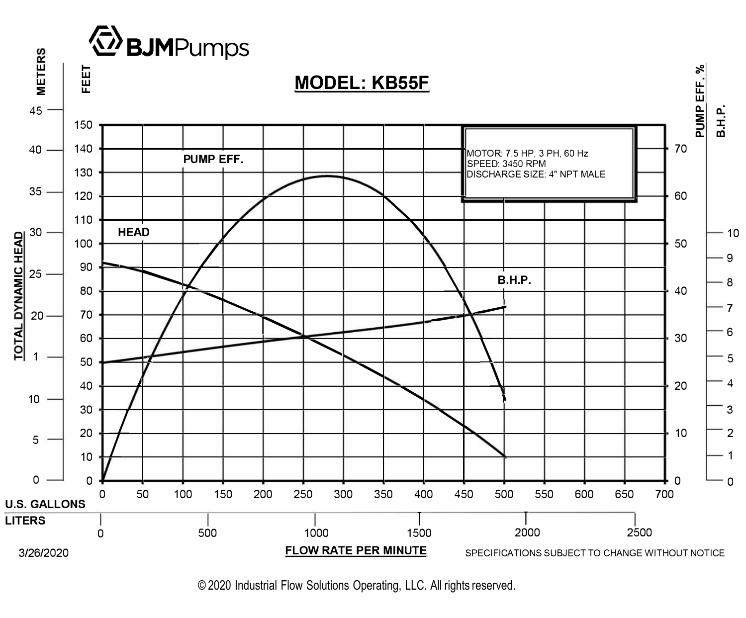BJMPumps

# MODEL: KB55F

MOTOR: 7.5 HP, 3 PH, 60 Hz
SPEED: 3450 RPM
DISCHARGE SIZE: 4" NPT MALE

METERS

FEET

TOTAL DYNAMIC HEAD

PUMP EFF. %

B.H.P.

PUMP EFF.

HEAD

B.H.P.

45 40 35 30 25 20 1 10 5 0

150 140 130 120 110 100 90 80 70 60 50 40 30 20 10 0

70 60 50 40 30 20 10 0

10 9 8 7 6 5 4 3 2 1 0

0 50 100 150 200 250 300 350 400 450 500 550 600 650 700

U.S. GALLONS

LITERS

0 500 1000 1500 2000 2500

**FLOW RATE PER MINUTE**

3/26/2020

SPECIFICATIONS SUBJECT TO CHANGE WITHOUT NOTICE

© 2020 Industrial Flow Solutions Operating, LLC. All rights reserved.